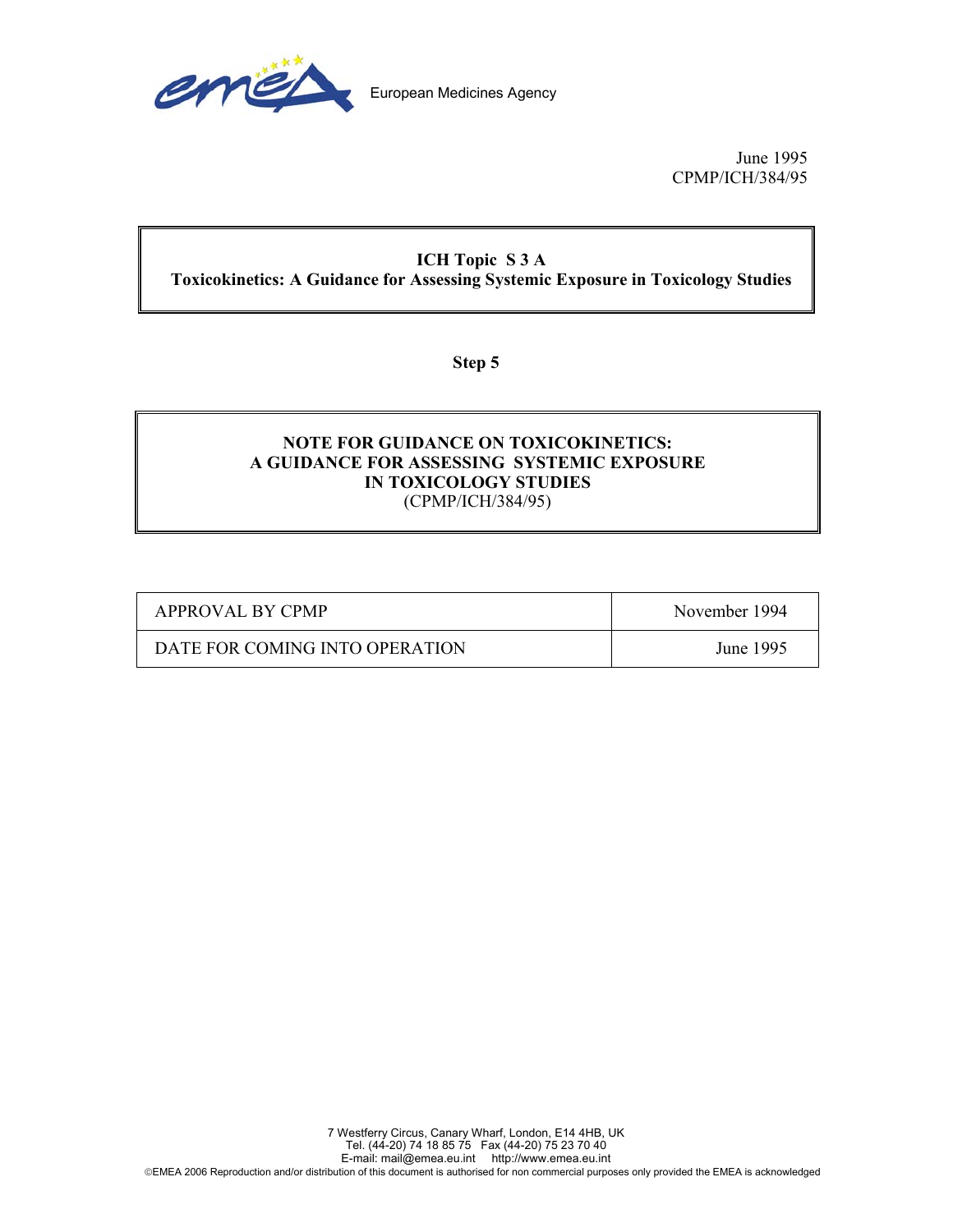European Medicines Agency

June 1995
CPMP/ICH/384/95

**ICH Topic S 3 A**
**Toxicokinetics: A Guidance for Assessing Systemic Exposure in Toxicology Studies**

**Step 5**

**NOTE FOR GUIDANCE ON TOXICOKINETICS: A GUIDANCE FOR ASSESSING SYSTEMIC EXPOSURE IN TOXICOLOGY STUDIES**
(CPMP/ICH/384/95)

| | |
|---|---|
| APPROVAL BY CPMP | November 1994 |
| DATE FOR COMING INTO OPERATION | June 1995 |

7 Westferry Circus, Canary Wharf, London, E14 4HB, UK
Tel. (44-20) 74 18 85 75 Fax (44-20) 75 23 70 40
E-mail: mail@emea.eu.int http://www.emea.eu.int
©EMEA 2006 Reproduction and/or distribution of this document is authorised for non commercial purposes only provided the EMEA is acknowledged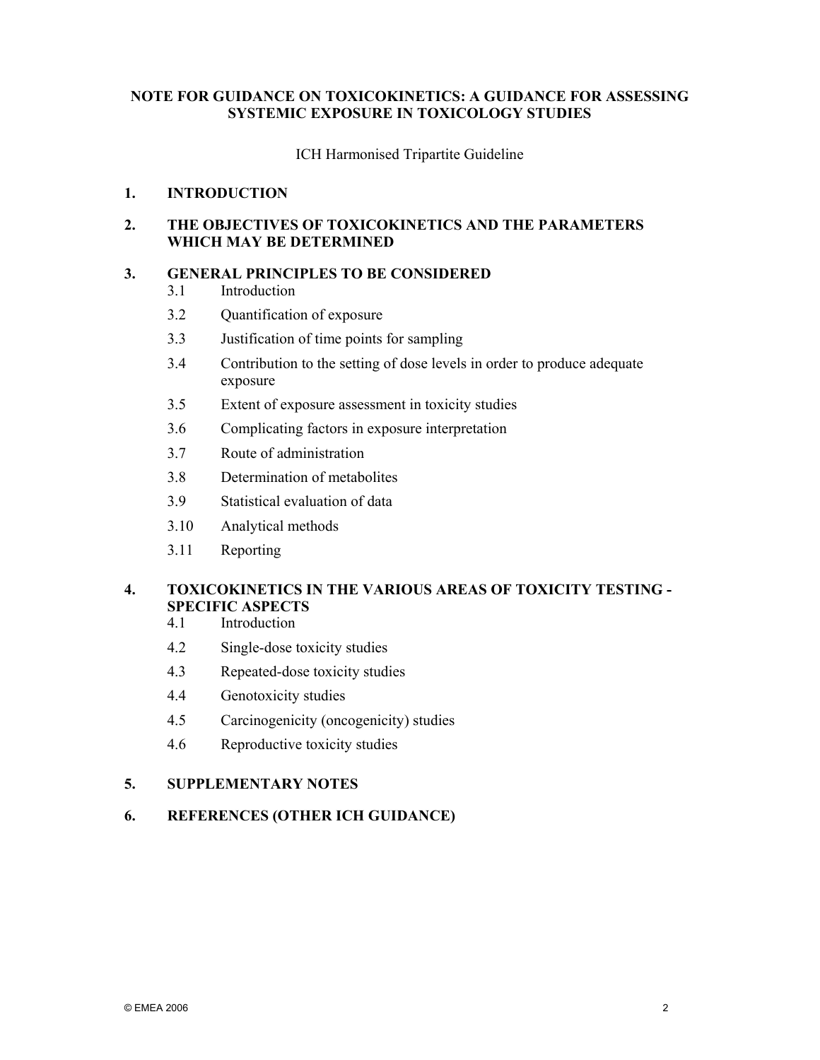**NOTE FOR GUIDANCE ON TOXICOKINETICS: A GUIDANCE FOR ASSESSING SYSTEMIC EXPOSURE IN TOXICOLOGY STUDIES**

ICH Harmonised Tripartite Guideline

**1. INTRODUCTION**

**2. THE OBJECTIVES OF TOXICOKINETICS AND THE PARAMETERS WHICH MAY BE DETERMINED**

**3. GENERAL PRINCIPLES TO BE CONSIDERED**

- 3.1 Introduction
- 3.2 Quantification of exposure
- 3.3 Justification of time points for sampling
- 3.4 Contribution to the setting of dose levels in order to produce adequate exposure
- 3.5 Extent of exposure assessment in toxicity studies
- 3.6 Complicating factors in exposure interpretation
- 3.7 Route of administration
- 3.8 Determination of metabolites
- 3.9 Statistical evaluation of data
- 3.10 Analytical methods
- 3.11 Reporting

**4. TOXICOKINETICS IN THE VARIOUS AREAS OF TOXICITY TESTING - SPECIFIC ASPECTS**

- 4.1 Introduction
- 4.2 Single-dose toxicity studies
- 4.3 Repeated-dose toxicity studies
- 4.4 Genotoxicity studies
- 4.5 Carcinogenicity (oncogenicity) studies
- 4.6 Reproductive toxicity studies

**5. SUPPLEMENTARY NOTES**

**6. REFERENCES (OTHER ICH GUIDANCE)**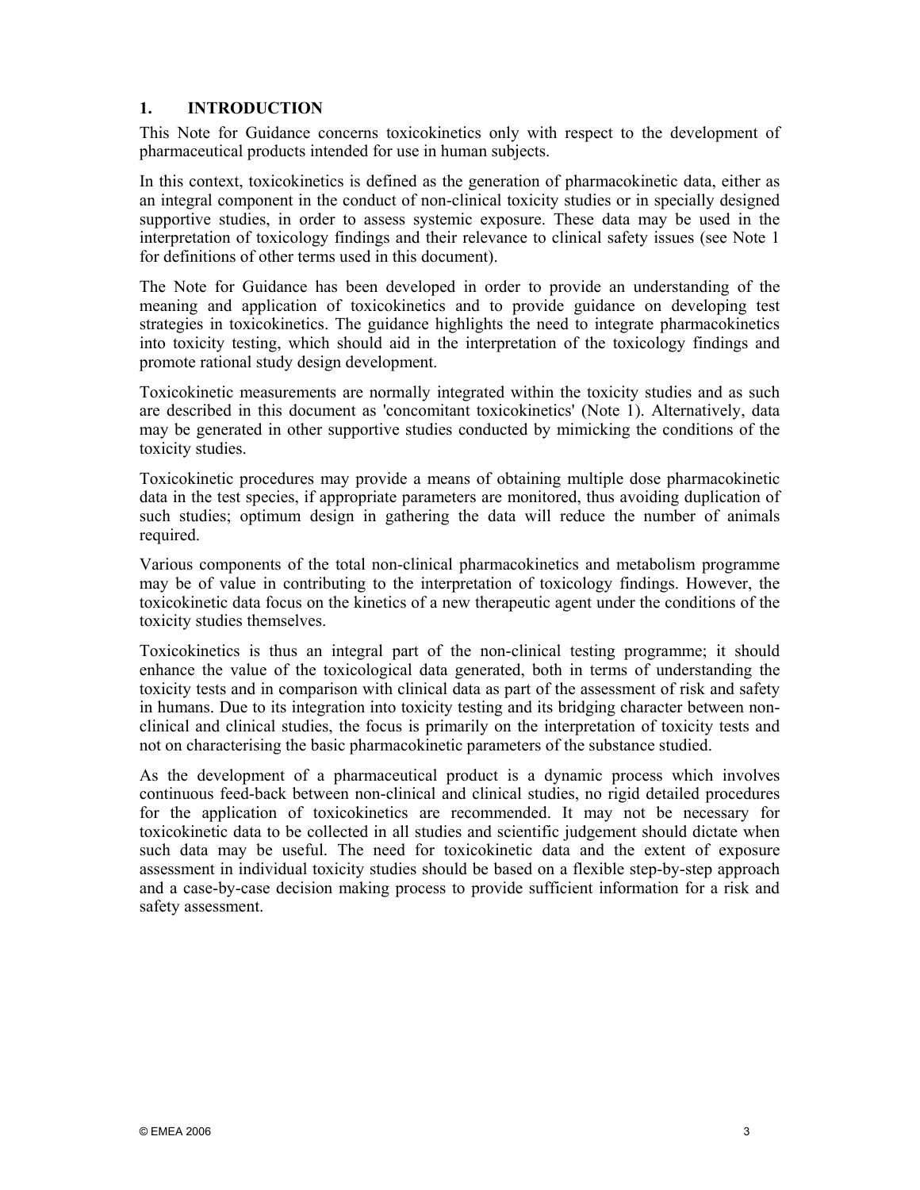## 1. INTRODUCTION

This Note for Guidance concerns toxicokinetics only with respect to the development of pharmaceutical products intended for use in human subjects.

In this context, toxicokinetics is defined as the generation of pharmacokinetic data, either as an integral component in the conduct of non-clinical toxicity studies or in specially designed supportive studies, in order to assess systemic exposure. These data may be used in the interpretation of toxicology findings and their relevance to clinical safety issues (see Note 1 for definitions of other terms used in this document).

The Note for Guidance has been developed in order to provide an understanding of the meaning and application of toxicokinetics and to provide guidance on developing test strategies in toxicokinetics. The guidance highlights the need to integrate pharmacokinetics into toxicity testing, which should aid in the interpretation of the toxicology findings and promote rational study design development.

Toxicokinetic measurements are normally integrated within the toxicity studies and as such are described in this document as 'concomitant toxicokinetics' (Note 1). Alternatively, data may be generated in other supportive studies conducted by mimicking the conditions of the toxicity studies.

Toxicokinetic procedures may provide a means of obtaining multiple dose pharmacokinetic data in the test species, if appropriate parameters are monitored, thus avoiding duplication of such studies; optimum design in gathering the data will reduce the number of animals required.

Various components of the total non-clinical pharmacokinetics and metabolism programme may be of value in contributing to the interpretation of toxicology findings. However, the toxicokinetic data focus on the kinetics of a new therapeutic agent under the conditions of the toxicity studies themselves.

Toxicokinetics is thus an integral part of the non-clinical testing programme; it should enhance the value of the toxicological data generated, both in terms of understanding the toxicity tests and in comparison with clinical data as part of the assessment of risk and safety in humans. Due to its integration into toxicity testing and its bridging character between non-clinical and clinical studies, the focus is primarily on the interpretation of toxicity tests and not on characterising the basic pharmacokinetic parameters of the substance studied.

As the development of a pharmaceutical product is a dynamic process which involves continuous feed-back between non-clinical and clinical studies, no rigid detailed procedures for the application of toxicokinetics are recommended. It may not be necessary for toxicokinetic data to be collected in all studies and scientific judgement should dictate when such data may be useful. The need for toxicokinetic data and the extent of exposure assessment in individual toxicity studies should be based on a flexible step-by-step approach and a case-by-case decision making process to provide sufficient information for a risk and safety assessment.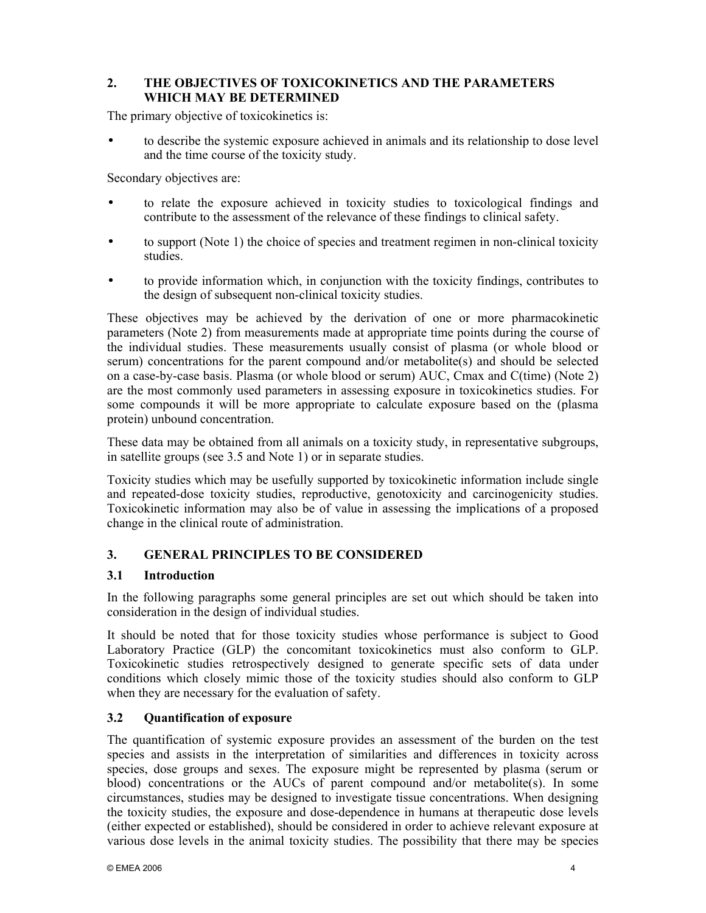## 2. THE OBJECTIVES OF TOXICOKINETICS AND THE PARAMETERS WHICH MAY BE DETERMINED

The primary objective of toxicokinetics is:

- to describe the systemic exposure achieved in animals and its relationship to dose level and the time course of the toxicity study.

Secondary objectives are:

- to relate the exposure achieved in toxicity studies to toxicological findings and contribute to the assessment of the relevance of these findings to clinical safety.
- to support (Note 1) the choice of species and treatment regimen in non-clinical toxicity studies.
- to provide information which, in conjunction with the toxicity findings, contributes to the design of subsequent non-clinical toxicity studies.

These objectives may be achieved by the derivation of one or more pharmacokinetic parameters (Note 2) from measurements made at appropriate time points during the course of the individual studies. These measurements usually consist of plasma (or whole blood or serum) concentrations for the parent compound and/or metabolite(s) and should be selected on a case-by-case basis. Plasma (or whole blood or serum) AUC, Cmax and C(time) (Note 2) are the most commonly used parameters in assessing exposure in toxicokinetics studies. For some compounds it will be more appropriate to calculate exposure based on the (plasma protein) unbound concentration.

These data may be obtained from all animals on a toxicity study, in representative subgroups, in satellite groups (see 3.5 and Note 1) or in separate studies.

Toxicity studies which may be usefully supported by toxicokinetic information include single and repeated-dose toxicity studies, reproductive, genotoxicity and carcinogenicity studies. Toxicokinetic information may also be of value in assessing the implications of a proposed change in the clinical route of administration.

## 3. GENERAL PRINCIPLES TO BE CONSIDERED

### 3.1 Introduction

In the following paragraphs some general principles are set out which should be taken into consideration in the design of individual studies.

It should be noted that for those toxicity studies whose performance is subject to Good Laboratory Practice (GLP) the concomitant toxicokinetics must also conform to GLP. Toxicokinetic studies retrospectively designed to generate specific sets of data under conditions which closely mimic those of the toxicity studies should also conform to GLP when they are necessary for the evaluation of safety.

### 3.2 Quantification of exposure

The quantification of systemic exposure provides an assessment of the burden on the test species and assists in the interpretation of similarities and differences in toxicity across species, dose groups and sexes. The exposure might be represented by plasma (serum or blood) concentrations or the AUCs of parent compound and/or metabolite(s). In some circumstances, studies may be designed to investigate tissue concentrations. When designing the toxicity studies, the exposure and dose-dependence in humans at therapeutic dose levels (either expected or established), should be considered in order to achieve relevant exposure at various dose levels in the animal toxicity studies. The possibility that there may be species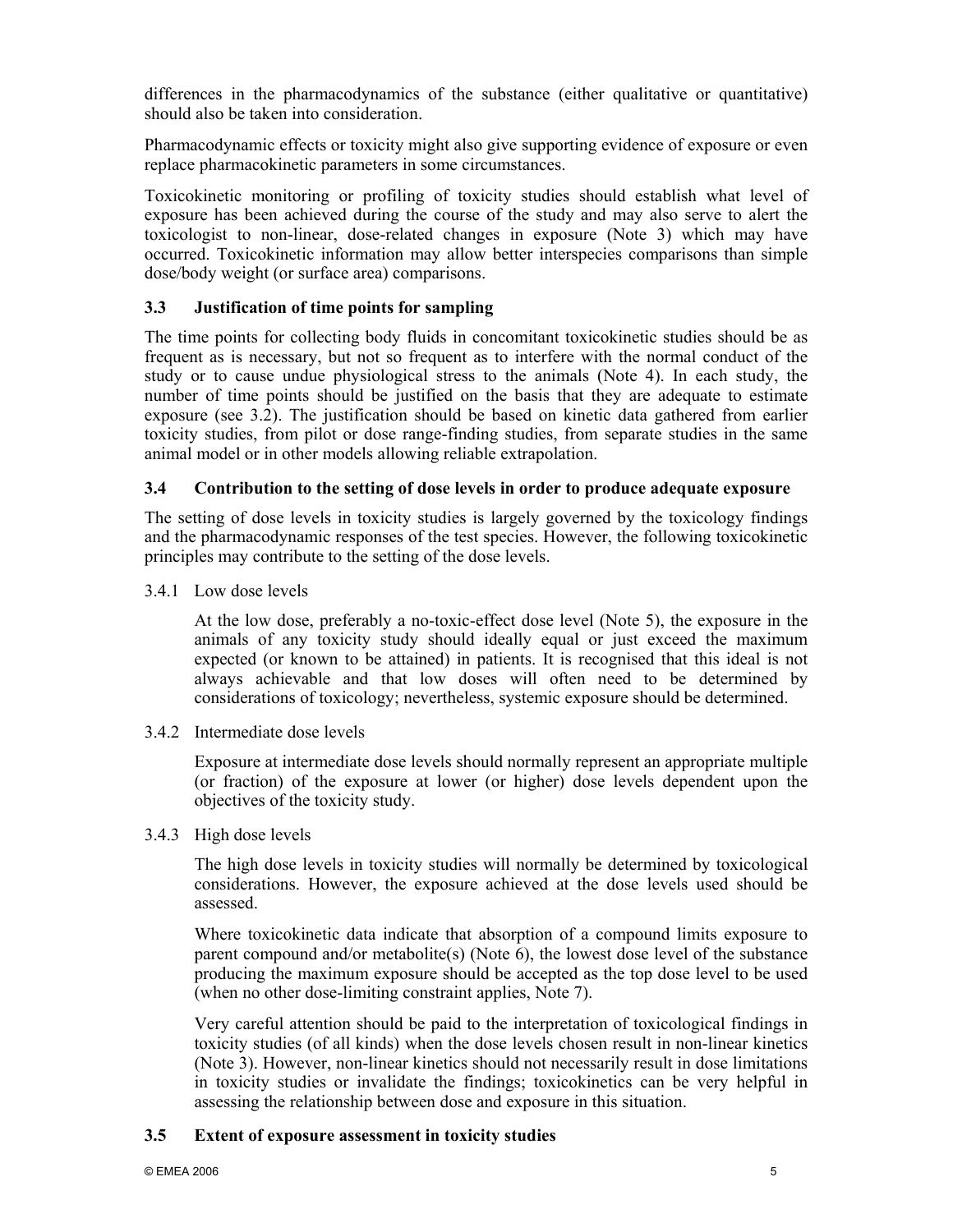differences in the pharmacodynamics of the substance (either qualitative or quantitative) should also be taken into consideration.

Pharmacodynamic effects or toxicity might also give supporting evidence of exposure or even replace pharmacokinetic parameters in some circumstances.

Toxicokinetic monitoring or profiling of toxicity studies should establish what level of exposure has been achieved during the course of the study and may also serve to alert the toxicologist to non-linear, dose-related changes in exposure (Note 3) which may have occurred. Toxicokinetic information may allow better interspecies comparisons than simple dose/body weight (or surface area) comparisons.

### 3.3 Justification of time points for sampling

The time points for collecting body fluids in concomitant toxicokinetic studies should be as frequent as is necessary, but not so frequent as to interfere with the normal conduct of the study or to cause undue physiological stress to the animals (Note 4). In each study, the number of time points should be justified on the basis that they are adequate to estimate exposure (see 3.2). The justification should be based on kinetic data gathered from earlier toxicity studies, from pilot or dose range-finding studies, from separate studies in the same animal model or in other models allowing reliable extrapolation.

### 3.4 Contribution to the setting of dose levels in order to produce adequate exposure

The setting of dose levels in toxicity studies is largely governed by the toxicology findings and the pharmacodynamic responses of the test species. However, the following toxicokinetic principles may contribute to the setting of the dose levels.

#### 3.4.1 Low dose levels

At the low dose, preferably a no-toxic-effect dose level (Note 5), the exposure in the animals of any toxicity study should ideally equal or just exceed the maximum expected (or known to be attained) in patients. It is recognised that this ideal is not always achievable and that low doses will often need to be determined by considerations of toxicology; nevertheless, systemic exposure should be determined.

#### 3.4.2 Intermediate dose levels

Exposure at intermediate dose levels should normally represent an appropriate multiple (or fraction) of the exposure at lower (or higher) dose levels dependent upon the objectives of the toxicity study.

#### 3.4.3 High dose levels

The high dose levels in toxicity studies will normally be determined by toxicological considerations. However, the exposure achieved at the dose levels used should be assessed.

Where toxicokinetic data indicate that absorption of a compound limits exposure to parent compound and/or metabolite(s) (Note 6), the lowest dose level of the substance producing the maximum exposure should be accepted as the top dose level to be used (when no other dose-limiting constraint applies, Note 7).

Very careful attention should be paid to the interpretation of toxicological findings in toxicity studies (of all kinds) when the dose levels chosen result in non-linear kinetics (Note 3). However, non-linear kinetics should not necessarily result in dose limitations in toxicity studies or invalidate the findings; toxicokinetics can be very helpful in assessing the relationship between dose and exposure in this situation.

### 3.5 Extent of exposure assessment in toxicity studies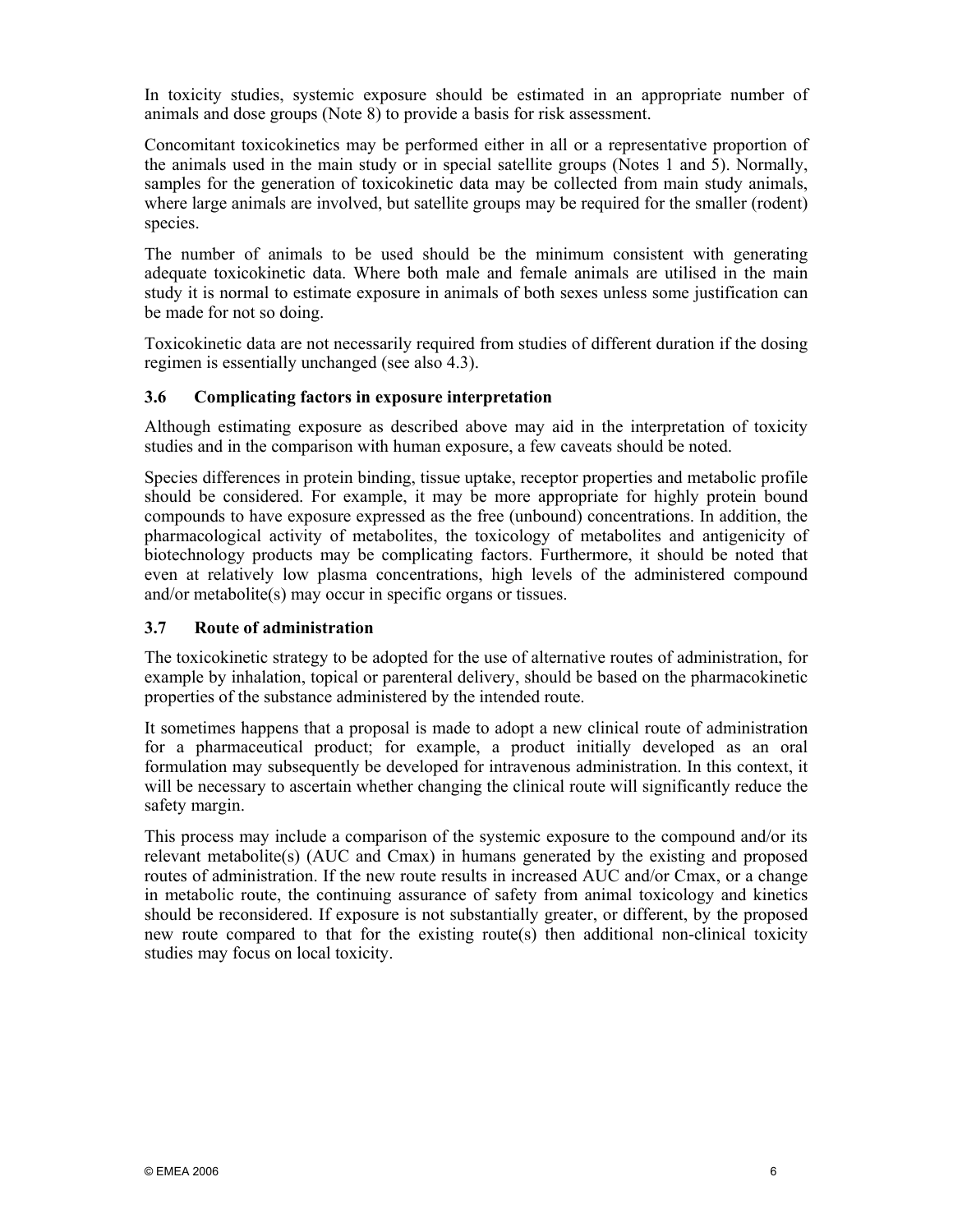In toxicity studies, systemic exposure should be estimated in an appropriate number of animals and dose groups (Note 8) to provide a basis for risk assessment.

Concomitant toxicokinetics may be performed either in all or a representative proportion of the animals used in the main study or in special satellite groups (Notes 1 and 5). Normally, samples for the generation of toxicokinetic data may be collected from main study animals, where large animals are involved, but satellite groups may be required for the smaller (rodent) species.

The number of animals to be used should be the minimum consistent with generating adequate toxicokinetic data. Where both male and female animals are utilised in the main study it is normal to estimate exposure in animals of both sexes unless some justification can be made for not so doing.

Toxicokinetic data are not necessarily required from studies of different duration if the dosing regimen is essentially unchanged (see also 4.3).

### 3.6 Complicating factors in exposure interpretation

Although estimating exposure as described above may aid in the interpretation of toxicity studies and in the comparison with human exposure, a few caveats should be noted.

Species differences in protein binding, tissue uptake, receptor properties and metabolic profile should be considered. For example, it may be more appropriate for highly protein bound compounds to have exposure expressed as the free (unbound) concentrations. In addition, the pharmacological activity of metabolites, the toxicology of metabolites and antigenicity of biotechnology products may be complicating factors. Furthermore, it should be noted that even at relatively low plasma concentrations, high levels of the administered compound and/or metabolite(s) may occur in specific organs or tissues.

### 3.7 Route of administration

The toxicokinetic strategy to be adopted for the use of alternative routes of administration, for example by inhalation, topical or parenteral delivery, should be based on the pharmacokinetic properties of the substance administered by the intended route.

It sometimes happens that a proposal is made to adopt a new clinical route of administration for a pharmaceutical product; for example, a product initially developed as an oral formulation may subsequently be developed for intravenous administration. In this context, it will be necessary to ascertain whether changing the clinical route will significantly reduce the safety margin.

This process may include a comparison of the systemic exposure to the compound and/or its relevant metabolite(s) (AUC and Cmax) in humans generated by the existing and proposed routes of administration. If the new route results in increased AUC and/or Cmax, or a change in metabolic route, the continuing assurance of safety from animal toxicology and kinetics should be reconsidered. If exposure is not substantially greater, or different, by the proposed new route compared to that for the existing route(s) then additional non-clinical toxicity studies may focus on local toxicity.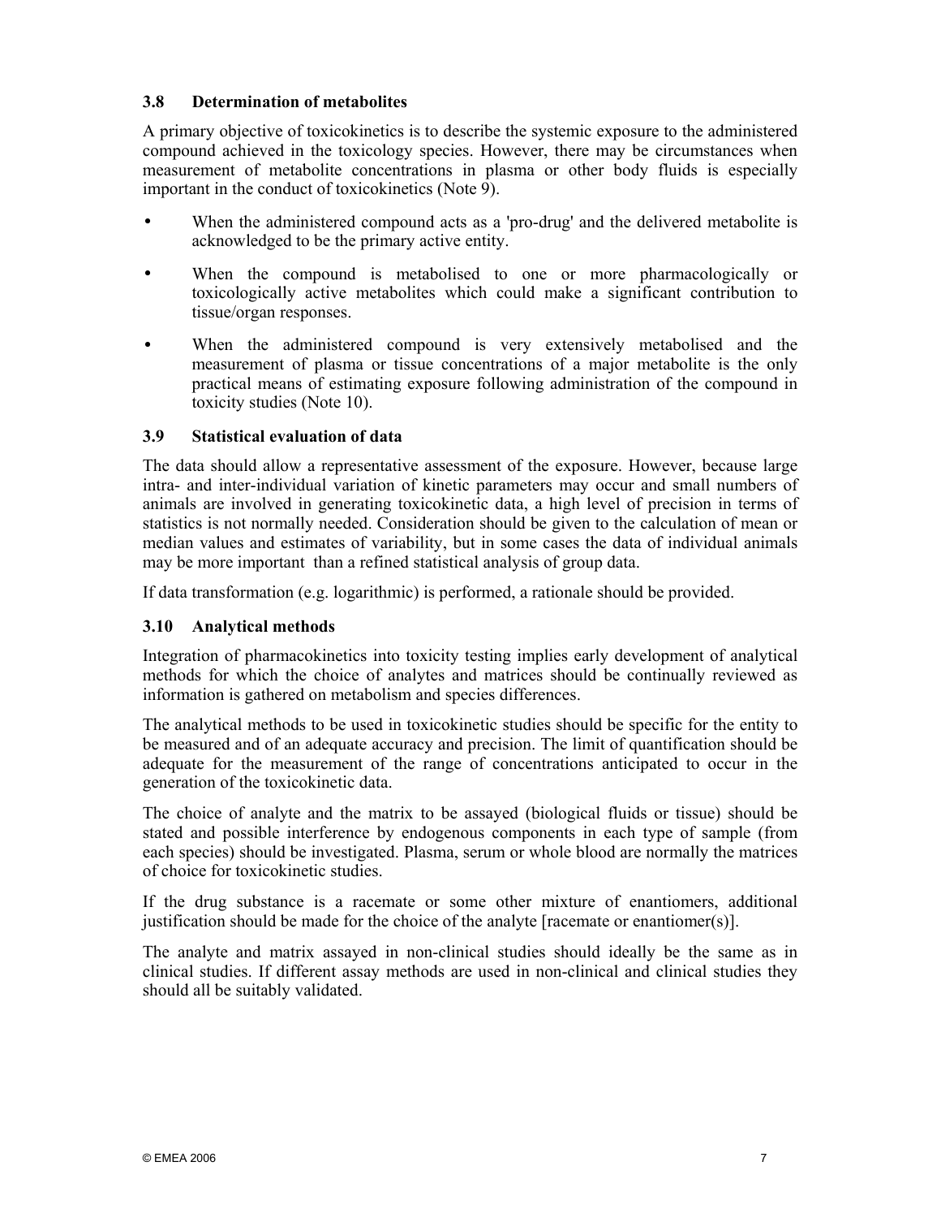### 3.8 Determination of metabolites

A primary objective of toxicokinetics is to describe the systemic exposure to the administered compound achieved in the toxicology species. However, there may be circumstances when measurement of metabolite concentrations in plasma or other body fluids is especially important in the conduct of toxicokinetics (Note 9).

- When the administered compound acts as a 'pro-drug' and the delivered metabolite is acknowledged to be the primary active entity.
- When the compound is metabolised to one or more pharmacologically or toxicologically active metabolites which could make a significant contribution to tissue/organ responses.
- When the administered compound is very extensively metabolised and the measurement of plasma or tissue concentrations of a major metabolite is the only practical means of estimating exposure following administration of the compound in toxicity studies (Note 10).

### 3.9 Statistical evaluation of data

The data should allow a representative assessment of the exposure. However, because large intra- and inter-individual variation of kinetic parameters may occur and small numbers of animals are involved in generating toxicokinetic data, a high level of precision in terms of statistics is not normally needed. Consideration should be given to the calculation of mean or median values and estimates of variability, but in some cases the data of individual animals may be more important than a refined statistical analysis of group data.

If data transformation (e.g. logarithmic) is performed, a rationale should be provided.

### 3.10 Analytical methods

Integration of pharmacokinetics into toxicity testing implies early development of analytical methods for which the choice of analytes and matrices should be continually reviewed as information is gathered on metabolism and species differences.

The analytical methods to be used in toxicokinetic studies should be specific for the entity to be measured and of an adequate accuracy and precision. The limit of quantification should be adequate for the measurement of the range of concentrations anticipated to occur in the generation of the toxicokinetic data.

The choice of analyte and the matrix to be assayed (biological fluids or tissue) should be stated and possible interference by endogenous components in each type of sample (from each species) should be investigated. Plasma, serum or whole blood are normally the matrices of choice for toxicokinetic studies.

If the drug substance is a racemate or some other mixture of enantiomers, additional justification should be made for the choice of the analyte [racemate or enantiomer(s)].

The analyte and matrix assayed in non-clinical studies should ideally be the same as in clinical studies. If different assay methods are used in non-clinical and clinical studies they should all be suitably validated.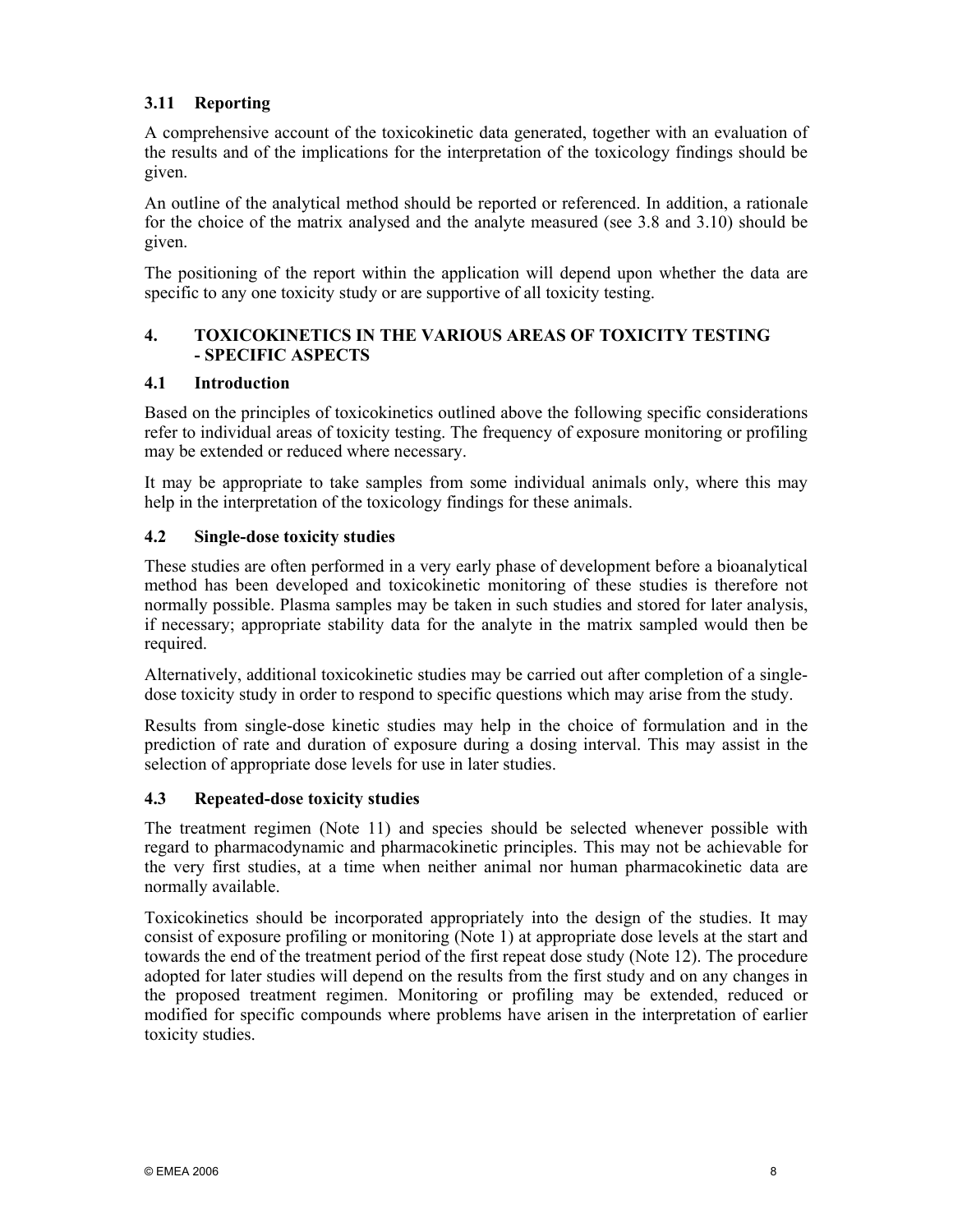### 3.11 Reporting

A comprehensive account of the toxicokinetic data generated, together with an evaluation of the results and of the implications for the interpretation of the toxicology findings should be given.

An outline of the analytical method should be reported or referenced. In addition, a rationale for the choice of the matrix analysed and the analyte measured (see 3.8 and 3.10) should be given.

The positioning of the report within the application will depend upon whether the data are specific to any one toxicity study or are supportive of all toxicity testing.

## 4. TOXICOKINETICS IN THE VARIOUS AREAS OF TOXICITY TESTING - SPECIFIC ASPECTS

### 4.1 Introduction

Based on the principles of toxicokinetics outlined above the following specific considerations refer to individual areas of toxicity testing. The frequency of exposure monitoring or profiling may be extended or reduced where necessary.

It may be appropriate to take samples from some individual animals only, where this may help in the interpretation of the toxicology findings for these animals.

### 4.2 Single-dose toxicity studies

These studies are often performed in a very early phase of development before a bioanalytical method has been developed and toxicokinetic monitoring of these studies is therefore not normally possible. Plasma samples may be taken in such studies and stored for later analysis, if necessary; appropriate stability data for the analyte in the matrix sampled would then be required.

Alternatively, additional toxicokinetic studies may be carried out after completion of a single-dose toxicity study in order to respond to specific questions which may arise from the study.

Results from single-dose kinetic studies may help in the choice of formulation and in the prediction of rate and duration of exposure during a dosing interval. This may assist in the selection of appropriate dose levels for use in later studies.

### 4.3 Repeated-dose toxicity studies

The treatment regimen (Note 11) and species should be selected whenever possible with regard to pharmacodynamic and pharmacokinetic principles. This may not be achievable for the very first studies, at a time when neither animal nor human pharmacokinetic data are normally available.

Toxicokinetics should be incorporated appropriately into the design of the studies. It may consist of exposure profiling or monitoring (Note 1) at appropriate dose levels at the start and towards the end of the treatment period of the first repeat dose study (Note 12). The procedure adopted for later studies will depend on the results from the first study and on any changes in the proposed treatment regimen. Monitoring or profiling may be extended, reduced or modified for specific compounds where problems have arisen in the interpretation of earlier toxicity studies.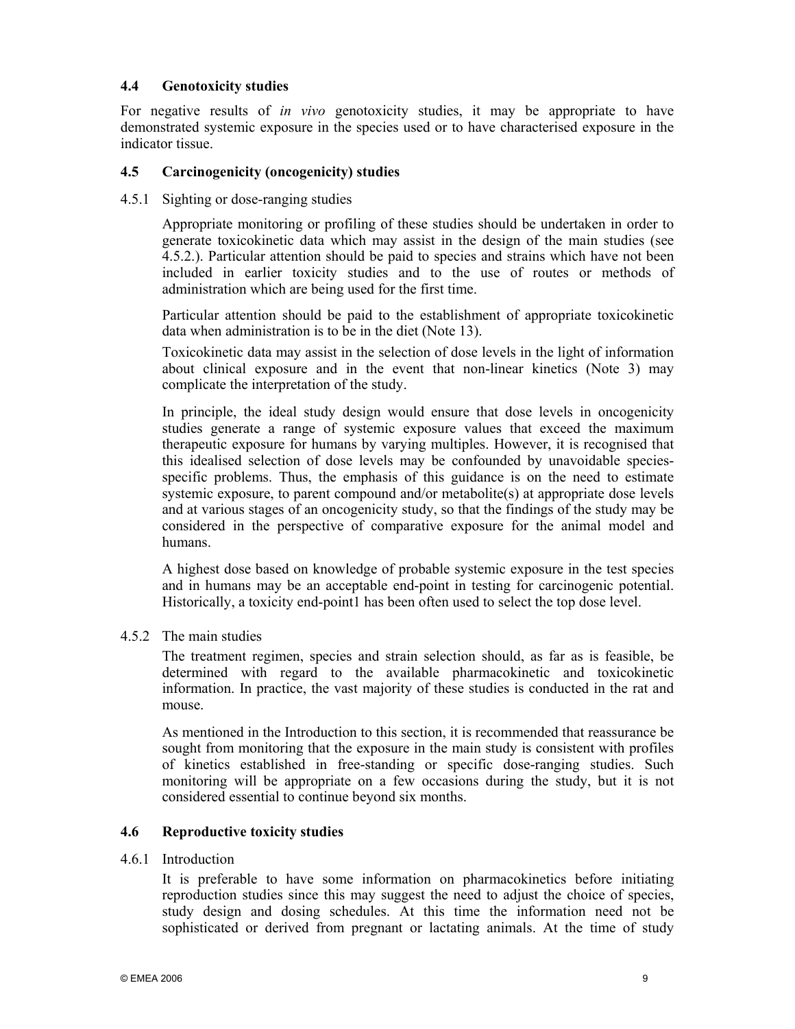### 4.4 Genotoxicity studies

For negative results of *in vivo* genotoxicity studies, it may be appropriate to have demonstrated systemic exposure in the species used or to have characterised exposure in the indicator tissue.

### 4.5 Carcinogenicity (oncogenicity) studies

#### 4.5.1 Sighting or dose-ranging studies

Appropriate monitoring or profiling of these studies should be undertaken in order to generate toxicokinetic data which may assist in the design of the main studies (see 4.5.2.). Particular attention should be paid to species and strains which have not been included in earlier toxicity studies and to the use of routes or methods of administration which are being used for the first time.

Particular attention should be paid to the establishment of appropriate toxicokinetic data when administration is to be in the diet (Note 13).

Toxicokinetic data may assist in the selection of dose levels in the light of information about clinical exposure and in the event that non-linear kinetics (Note 3) may complicate the interpretation of the study.

In principle, the ideal study design would ensure that dose levels in oncogenicity studies generate a range of systemic exposure values that exceed the maximum therapeutic exposure for humans by varying multiples. However, it is recognised that this idealised selection of dose levels may be confounded by unavoidable species-specific problems. Thus, the emphasis of this guidance is on the need to estimate systemic exposure, to parent compound and/or metabolite(s) at appropriate dose levels and at various stages of an oncogenicity study, so that the findings of the study may be considered in the perspective of comparative exposure for the animal model and humans.

A highest dose based on knowledge of probable systemic exposure in the test species and in humans may be an acceptable end-point in testing for carcinogenic potential. Historically, a toxicity end-point1 has been often used to select the top dose level.

#### 4.5.2 The main studies

The treatment regimen, species and strain selection should, as far as is feasible, be determined with regard to the available pharmacokinetic and toxicokinetic information. In practice, the vast majority of these studies is conducted in the rat and mouse.

As mentioned in the Introduction to this section, it is recommended that reassurance be sought from monitoring that the exposure in the main study is consistent with profiles of kinetics established in free-standing or specific dose-ranging studies. Such monitoring will be appropriate on a few occasions during the study, but it is not considered essential to continue beyond six months.

### 4.6 Reproductive toxicity studies

#### 4.6.1 Introduction

It is preferable to have some information on pharmacokinetics before initiating reproduction studies since this may suggest the need to adjust the choice of species, study design and dosing schedules. At this time the information need not be sophisticated or derived from pregnant or lactating animals. At the time of study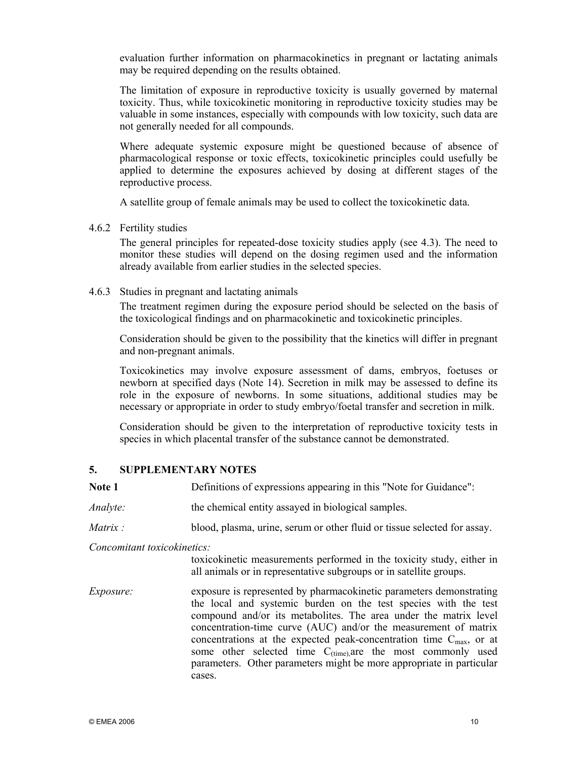evaluation further information on pharmacokinetics in pregnant or lactating animals may be required depending on the results obtained.

The limitation of exposure in reproductive toxicity is usually governed by maternal toxicity. Thus, while toxicokinetic monitoring in reproductive toxicity studies may be valuable in some instances, especially with compounds with low toxicity, such data are not generally needed for all compounds.

Where adequate systemic exposure might be questioned because of absence of pharmacological response or toxic effects, toxicokinetic principles could usefully be applied to determine the exposures achieved by dosing at different stages of the reproductive process.

A satellite group of female animals may be used to collect the toxicokinetic data.

4.6.2 Fertility studies

The general principles for repeated-dose toxicity studies apply (see 4.3). The need to monitor these studies will depend on the dosing regimen used and the information already available from earlier studies in the selected species.

4.6.3 Studies in pregnant and lactating animals

The treatment regimen during the exposure period should be selected on the basis of the toxicological findings and on pharmacokinetic and toxicokinetic principles.

Consideration should be given to the possibility that the kinetics will differ in pregnant and non-pregnant animals.

Toxicokinetics may involve exposure assessment of dams, embryos, foetuses or newborn at specified days (Note 14). Secretion in milk may be assessed to define its role in the exposure of newborns. In some situations, additional studies may be necessary or appropriate in order to study embryo/foetal transfer and secretion in milk.

Consideration should be given to the interpretation of reproductive toxicity tests in species in which placental transfer of the substance cannot be demonstrated.

## 5. SUPPLEMENTARY NOTES

**Note 1** Definitions of expressions appearing in this "Note for Guidance":

*Analyte:* the chemical entity assayed in biological samples.

*Matrix :* blood, plasma, urine, serum or other fluid or tissue selected for assay.

*Concomitant toxicokinetics:* toxicokinetic measurements performed in the toxicity study, either in all animals or in representative subgroups or in satellite groups.

*Exposure:* exposure is represented by pharmacokinetic parameters demonstrating the local and systemic burden on the test species with the test compound and/or its metabolites. The area under the matrix level concentration-time curve (AUC) and/or the measurement of matrix concentrations at the expected peak-concentration time $C_{max}$, or at some other selected time $C_{(time)}$,are the most commonly used parameters. Other parameters might be more appropriate in particular cases.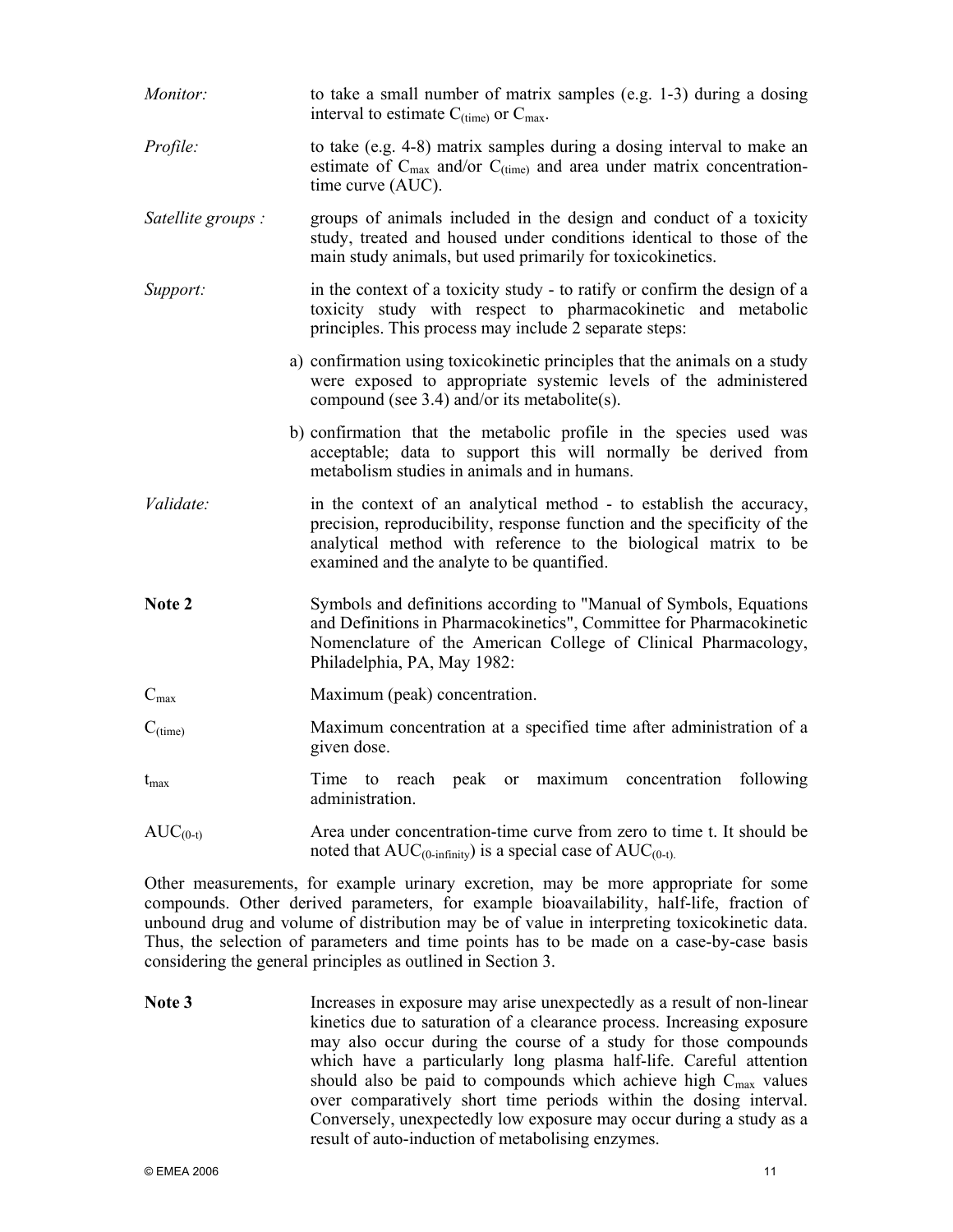*Monitor:* to take a small number of matrix samples (e.g. 1-3) during a dosing interval to estimate $C_{(time)}$ or $C_{max}$.

*Profile:* to take (e.g. 4-8) matrix samples during a dosing interval to make an estimate of $C_{max}$ and/or $C_{(time)}$ and area under matrix concentration-time curve (AUC).

*Satellite groups :* groups of animals included in the design and conduct of a toxicity study, treated and housed under conditions identical to those of the main study animals, but used primarily for toxicokinetics.

*Support:* in the context of a toxicity study - to ratify or confirm the design of a toxicity study with respect to pharmacokinetic and metabolic principles. This process may include 2 separate steps:

a) confirmation using toxicokinetic principles that the animals on a study were exposed to appropriate systemic levels of the administered compound (see 3.4) and/or its metabolite(s).

b) confirmation that the metabolic profile in the species used was acceptable; data to support this will normally be derived from metabolism studies in animals and in humans.

*Validate:* in the context of an analytical method - to establish the accuracy, precision, reproducibility, response function and the specificity of the analytical method with reference to the biological matrix to be examined and the analyte to be quantified.

**Note 2** Symbols and definitions according to "Manual of Symbols, Equations and Definitions in Pharmacokinetics", Committee for Pharmacokinetic Nomenclature of the American College of Clinical Pharmacology, Philadelphia, PA, May 1982:

$C_{max}$ Maximum (peak) concentration.

$C_{(time)}$ Maximum concentration at a specified time after administration of a given dose.

$t_{max}$ Time to reach peak or maximum concentration following administration.

$AUC_{(0-t)}$ Area under concentration-time curve from zero to time t. It should be noted that $AUC_{(0-infinity)}$ is a special case of $AUC_{(0-t)}$.

Other measurements, for example urinary excretion, may be more appropriate for some compounds. Other derived parameters, for example bioavailability, half-life, fraction of unbound drug and volume of distribution may be of value in interpreting toxicokinetic data. Thus, the selection of parameters and time points has to be made on a case-by-case basis considering the general principles as outlined in Section 3.

**Note 3** Increases in exposure may arise unexpectedly as a result of non-linear kinetics due to saturation of a clearance process. Increasing exposure may also occur during the course of a study for those compounds which have a particularly long plasma half-life. Careful attention should also be paid to compounds which achieve high $C_{max}$ values over comparatively short time periods within the dosing interval. Conversely, unexpectedly low exposure may occur during a study as a result of auto-induction of metabolising enzymes.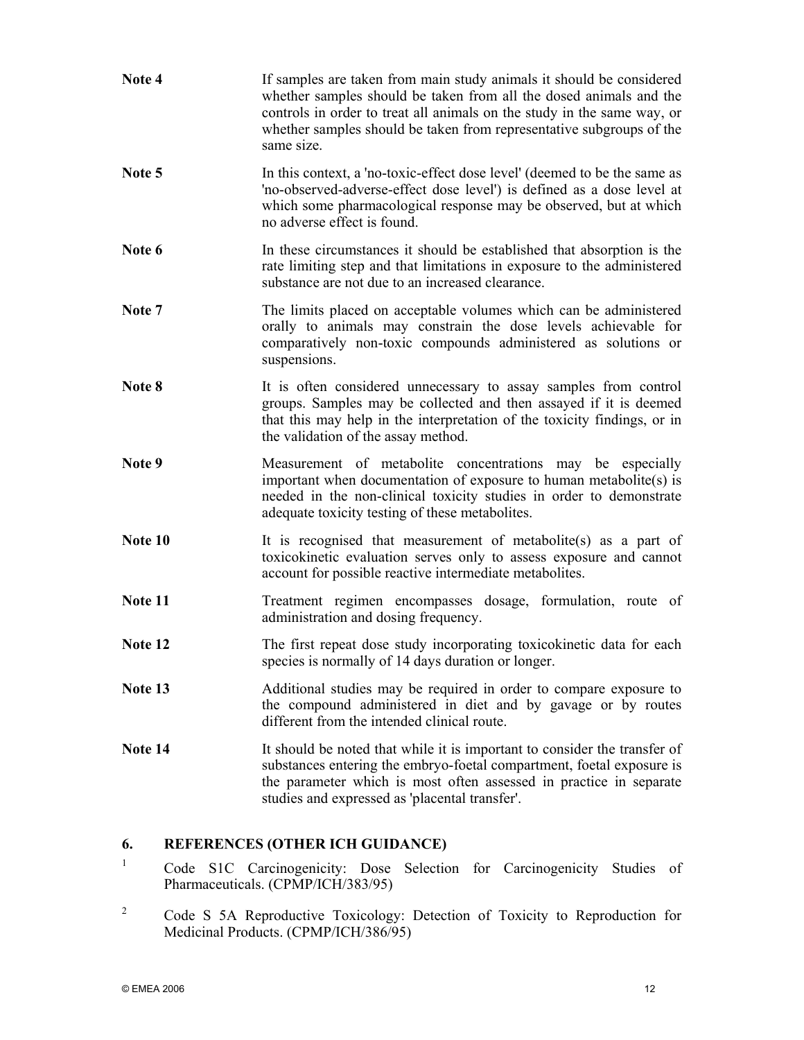**Note 4** If samples are taken from main study animals it should be considered whether samples should be taken from all the dosed animals and the controls in order to treat all animals on the study in the same way, or whether samples should be taken from representative subgroups of the same size.

**Note 5** In this context, a 'no-toxic-effect dose level' (deemed to be the same as 'no-observed-adverse-effect dose level') is defined as a dose level at which some pharmacological response may be observed, but at which no adverse effect is found.

**Note 6** In these circumstances it should be established that absorption is the rate limiting step and that limitations in exposure to the administered substance are not due to an increased clearance.

**Note 7** The limits placed on acceptable volumes which can be administered orally to animals may constrain the dose levels achievable for comparatively non-toxic compounds administered as solutions or suspensions.

**Note 8** It is often considered unnecessary to assay samples from control groups. Samples may be collected and then assayed if it is deemed that this may help in the interpretation of the toxicity findings, or in the validation of the assay method.

**Note 9** Measurement of metabolite concentrations may be especially important when documentation of exposure to human metabolite(s) is needed in the non-clinical toxicity studies in order to demonstrate adequate toxicity testing of these metabolites.

**Note 10** It is recognised that measurement of metabolite(s) as a part of toxicokinetic evaluation serves only to assess exposure and cannot account for possible reactive intermediate metabolites.

**Note 11** Treatment regimen encompasses dosage, formulation, route of administration and dosing frequency.

**Note 12** The first repeat dose study incorporating toxicokinetic data for each species is normally of 14 days duration or longer.

**Note 13** Additional studies may be required in order to compare exposure to the compound administered in diet and by gavage or by routes different from the intended clinical route.

**Note 14** It should be noted that while it is important to consider the transfer of substances entering the embryo-foetal compartment, foetal exposure is the parameter which is most often assessed in practice in separate studies and expressed as 'placental transfer'.

## 6. REFERENCES (OTHER ICH GUIDANCE)

[1] Code S1C Carcinogenicity: Dose Selection for Carcinogenicity Studies of Pharmaceuticals. (CPMP/ICH/383/95)

[2] Code S 5A Reproductive Toxicology: Detection of Toxicity to Reproduction for Medicinal Products. (CPMP/ICH/386/95)